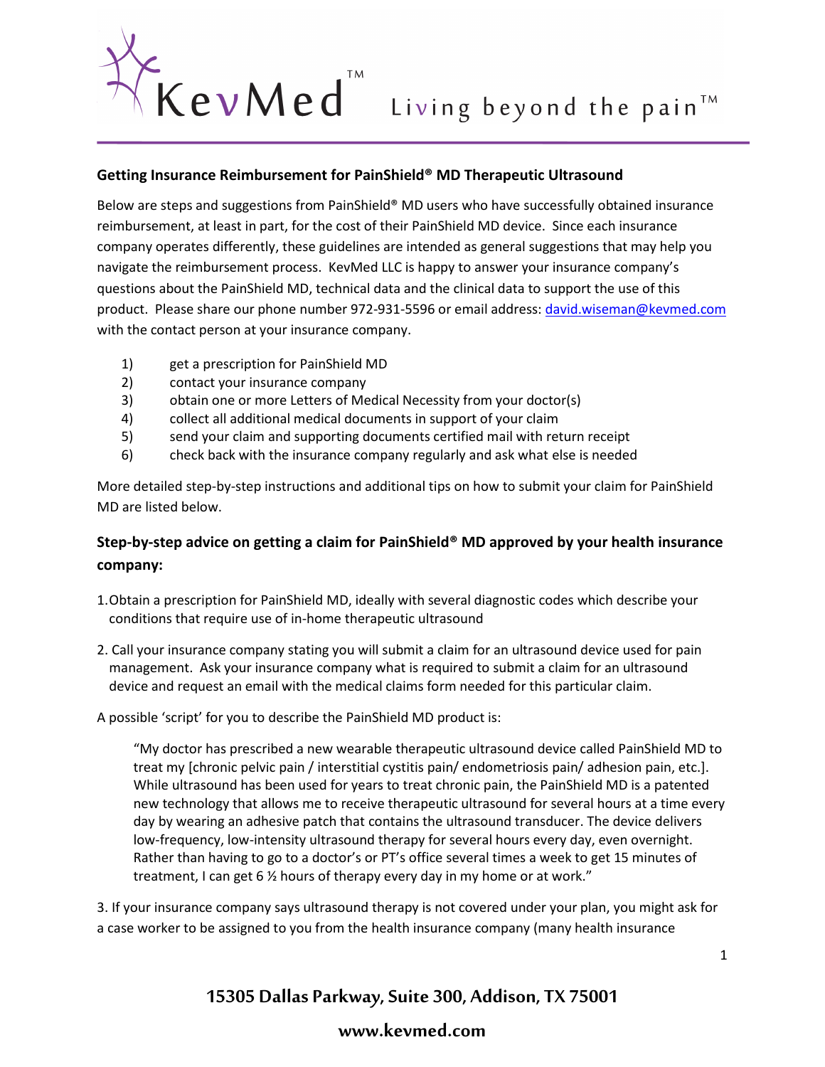KevMed™ Living beyond the pain™

## Getting Insurance Reimbursement for PainShield® MD Therapeutic Ultrasound

Below are steps and suggestions from PainShield® MD users who have successfully obtained insurance reimbursement, at least in part, for the cost of their PainShield MD device. Since each insurance company operates differently, these guidelines are intended as general suggestions that may help you navigate the reimbursement process. KevMed LLC is happy to answer your insurance company's questions about the PainShield MD, technical data and the clinical data to support the use of this product. Please share our phone number 972-931-5596 or email address: david.wiseman@kevmed.com with the contact person at your insurance company.

1) get a prescription for PainShield MD
2) contact your insurance company
3) obtain one or more Letters of Medical Necessity from your doctor(s)
4) collect all additional medical documents in support of your claim
5) send your claim and supporting documents certified mail with return receipt
6) check back with the insurance company regularly and ask what else is needed

More detailed step-by-step instructions and additional tips on how to submit your claim for PainShield MD are listed below.

## Step-by-step advice on getting a claim for PainShield® MD approved by your health insurance company:

1. Obtain a prescription for PainShield MD, ideally with several diagnostic codes which describe your conditions that require use of in-home therapeutic ultrasound

2. Call your insurance company stating you will submit a claim for an ultrasound device used for pain management. Ask your insurance company what is required to submit a claim for an ultrasound device and request an email with the medical claims form needed for this particular claim.

A possible 'script' for you to describe the PainShield MD product is:

> "My doctor has prescribed a new wearable therapeutic ultrasound device called PainShield MD to treat my [chronic pelvic pain / interstitial cystitis pain/ endometriosis pain/ adhesion pain, etc.]. While ultrasound has been used for years to treat chronic pain, the PainShield MD is a patented new technology that allows me to receive therapeutic ultrasound for several hours at a time every day by wearing an adhesive patch that contains the ultrasound transducer. The device delivers low-frequency, low-intensity ultrasound therapy for several hours every day, even overnight. Rather than having to go to a doctor's or PT's office several times a week to get 15 minutes of treatment, I can get 6 ½ hours of therapy every day in my home or at work."

3. If your insurance company says ultrasound therapy is not covered under your plan, you might ask for a case worker to be assigned to you from the health insurance company (many health insurance

15305 Dallas Parkway, Suite 300, Addison, TX 75001

www.kevmed.com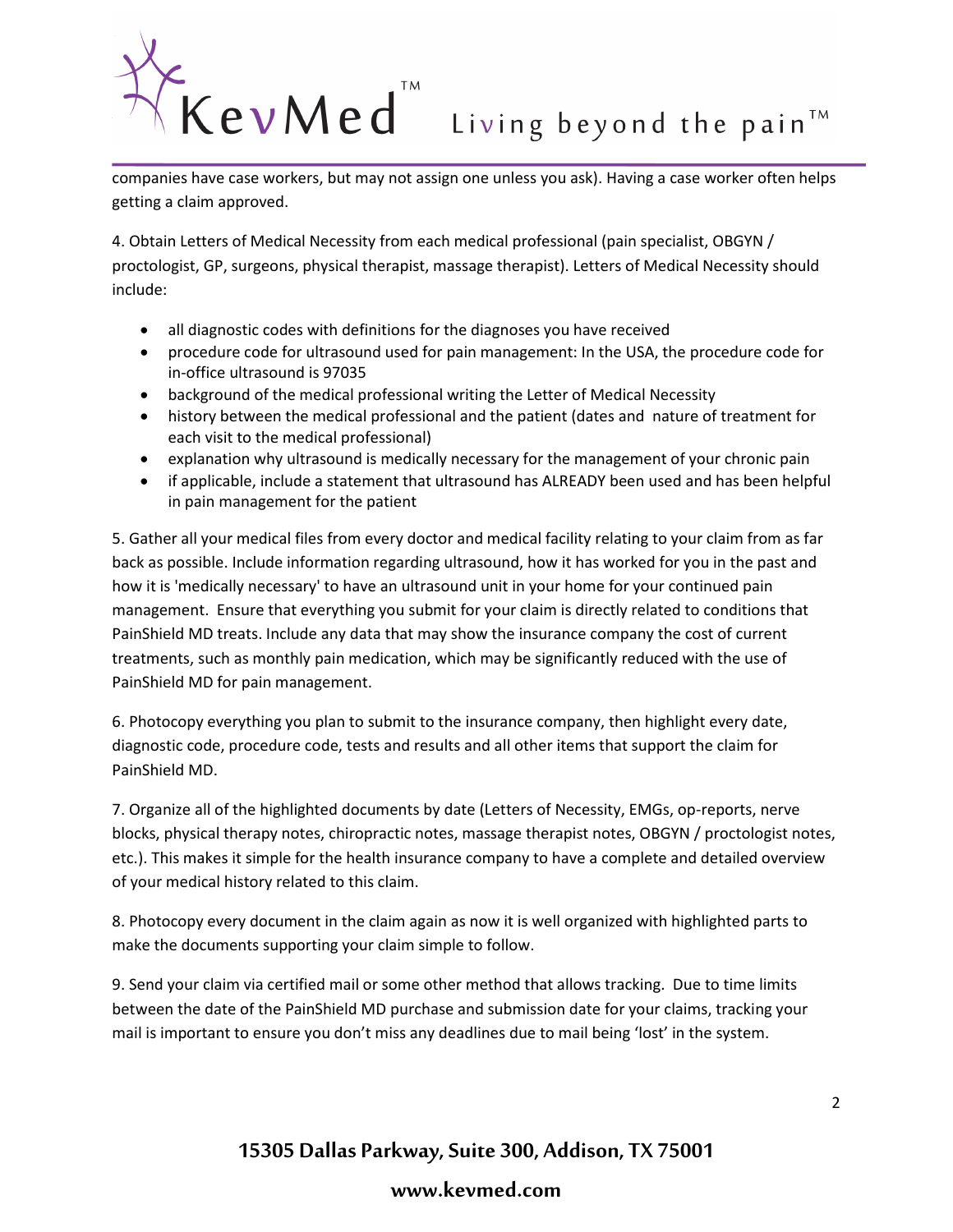companies have case workers, but may not assign one unless you ask). Having a case worker often helps getting a claim approved.

4. Obtain Letters of Medical Necessity from each medical professional (pain specialist, OBGYN / proctologist, GP, surgeons, physical therapist, massage therapist). Letters of Medical Necessity should include:

- all diagnostic codes with definitions for the diagnoses you have received
- procedure code for ultrasound used for pain management: In the USA, the procedure code for in-office ultrasound is 97035
- background of the medical professional writing the Letter of Medical Necessity
- history between the medical professional and the patient (dates and nature of treatment for each visit to the medical professional)
- explanation why ultrasound is medically necessary for the management of your chronic pain
- if applicable, include a statement that ultrasound has ALREADY been used and has been helpful in pain management for the patient

5. Gather all your medical files from every doctor and medical facility relating to your claim from as far back as possible. Include information regarding ultrasound, how it has worked for you in the past and how it is 'medically necessary' to have an ultrasound unit in your home for your continued pain management. Ensure that everything you submit for your claim is directly related to conditions that PainShield MD treats. Include any data that may show the insurance company the cost of current treatments, such as monthly pain medication, which may be significantly reduced with the use of PainShield MD for pain management.

6. Photocopy everything you plan to submit to the insurance company, then highlight every date, diagnostic code, procedure code, tests and results and all other items that support the claim for PainShield MD.

7. Organize all of the highlighted documents by date (Letters of Necessity, EMGs, op-reports, nerve blocks, physical therapy notes, chiropractic notes, massage therapist notes, OBGYN / proctologist notes, etc.). This makes it simple for the health insurance company to have a complete and detailed overview of your medical history related to this claim.

8. Photocopy every document in the claim again as now it is well organized with highlighted parts to make the documents supporting your claim simple to follow.

9. Send your claim via certified mail or some other method that allows tracking. Due to time limits between the date of the PainShield MD purchase and submission date for your claims, tracking your mail is important to ensure you don't miss any deadlines due to mail being 'lost' in the system.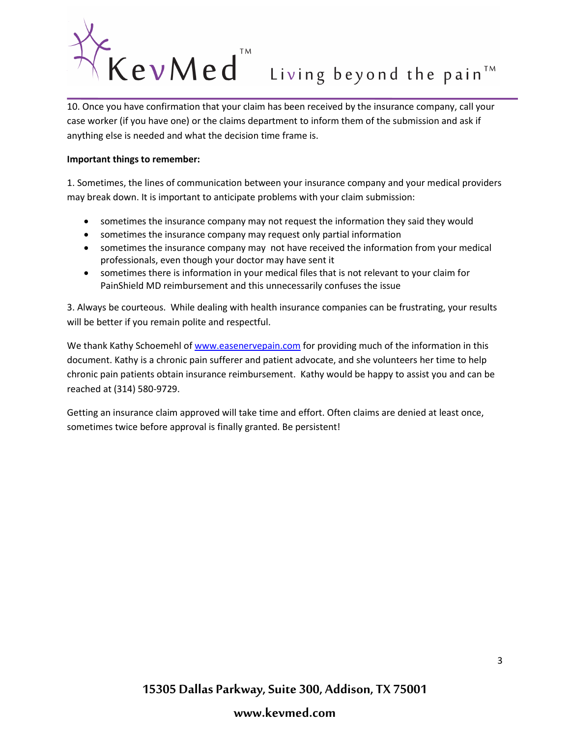10. Once you have confirmation that your claim has been received by the insurance company, call your case worker (if you have one) or the claims department to inform them of the submission and ask if anything else is needed and what the decision time frame is.

**Important things to remember:**

1. Sometimes, the lines of communication between your insurance company and your medical providers may break down. It is important to anticipate problems with your claim submission:

- sometimes the insurance company may not request the information they said they would
- sometimes the insurance company may request only partial information
- sometimes the insurance company may not have received the information from your medical professionals, even though your doctor may have sent it
- sometimes there is information in your medical files that is not relevant to your claim for PainShield MD reimbursement and this unnecessarily confuses the issue

3. Always be courteous. While dealing with health insurance companies can be frustrating, your results will be better if you remain polite and respectful.

We thank Kathy Schoemehl of [www.easenervepain.com](http://www.easenervepain.com) for providing much of the information in this document. Kathy is a chronic pain sufferer and patient advocate, and she volunteers her time to help chronic pain patients obtain insurance reimbursement. Kathy would be happy to assist you and can be reached at (314) 580-9729.

Getting an insurance claim approved will take time and effort. Often claims are denied at least once, sometimes twice before approval is finally granted. Be persistent!